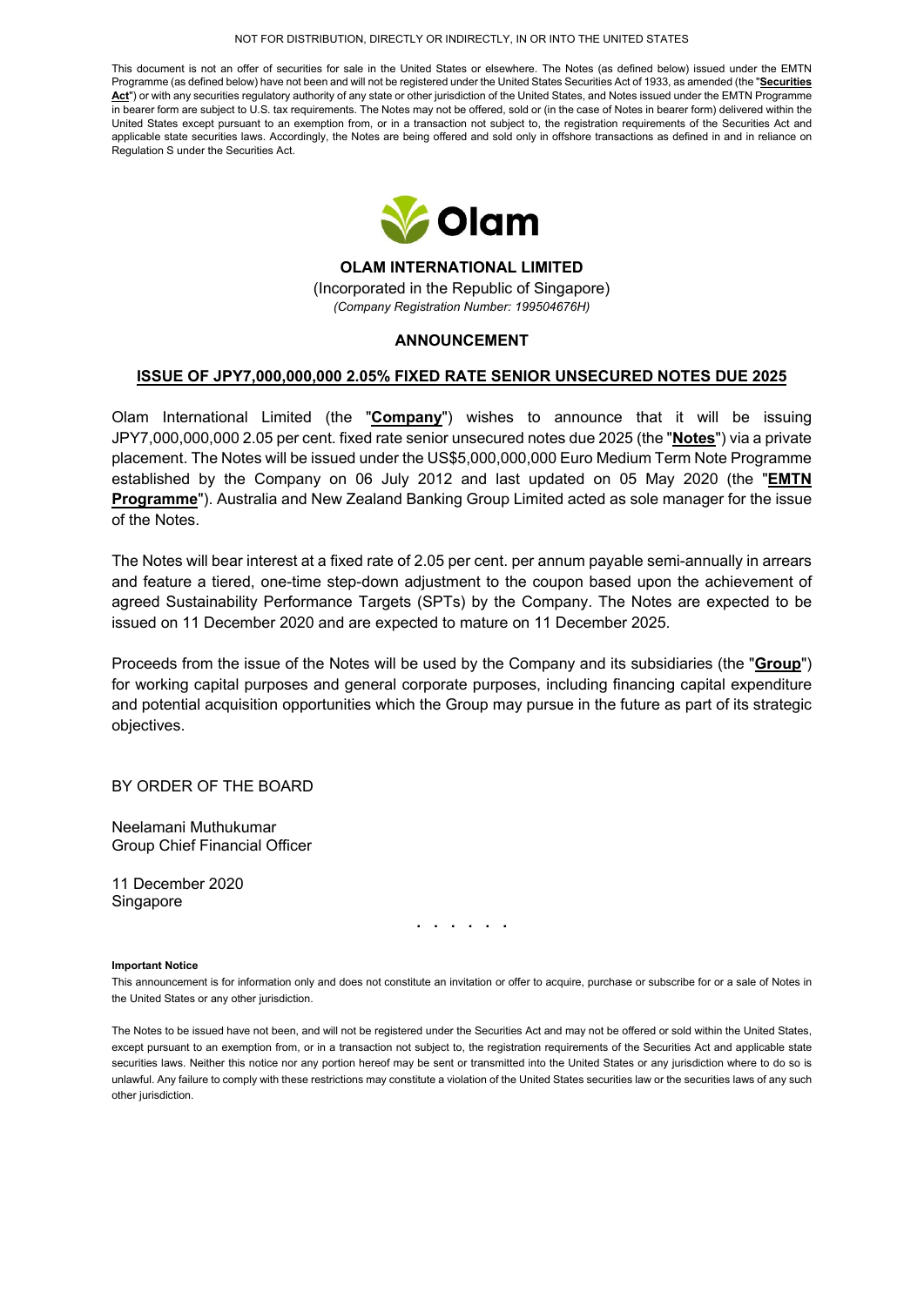NOT FOR DISTRIBUTION, DIRECTLY OR INDIRECTLY, IN OR INTO THE UNITED STATES

This document is not an offer of securities for sale in the United States or elsewhere. The Notes (as defined below) issued under the EMTN Programme (as defined below) have not been and will not be registered under the United States Securities Act of 1933, as amended (the "**Securities Act**") or with any securities regulatory authority of any state or other jurisdiction of the United States, and Notes issued under the EMTN Programme in bearer form are subject to U.S. tax requirements. The Notes may not be offered, sold or (in the case of Notes in bearer form) delivered within the United States except pursuant to an exemption from, or in a transaction not subject to, the registration requirements of the Securities Act and applicable state securities laws. Accordingly, the Notes are being offered and sold only in offshore transactions as defined in and in reliance on Regulation S under the Securities Act.

Olam

**OLAM INTERNATIONAL LIMITED**

(Incorporated in the Republic of Singapore)

*(Company Registration Number: 199504676H)*

**ANNOUNCEMENT**

**ISSUE OF JPY7,000,000,000 2.05% FIXED RATE SENIOR UNSECURED NOTES DUE 2025**

Olam International Limited (the "**Company**") wishes to announce that it will be issuing JPY7,000,000,000 2.05 per cent. fixed rate senior unsecured notes due 2025 (the "**Notes**") via a private placement. The Notes will be issued under the US$5,000,000,000 Euro Medium Term Note Programme established by the Company on 06 July 2012 and last updated on 05 May 2020 (the "**EMTN Programme**"). Australia and New Zealand Banking Group Limited acted as sole manager for the issue of the Notes.

The Notes will bear interest at a fixed rate of 2.05 per cent. per annum payable semi-annually in arrears and feature a tiered, one-time step-down adjustment to the coupon based upon the achievement of agreed Sustainability Performance Targets (SPTs) by the Company. The Notes are expected to be issued on 11 December 2020 and are expected to mature on 11 December 2025.

Proceeds from the issue of the Notes will be used by the Company and its subsidiaries (the "**Group**") for working capital purposes and general corporate purposes, including financing capital expenditure and potential acquisition opportunities which the Group may pursue in the future as part of its strategic objectives.

BY ORDER OF THE BOARD

Neelamani Muthukumar
Group Chief Financial Officer

11 December 2020
Singapore

. . . . . .

**Important Notice**

This announcement is for information only and does not constitute an invitation or offer to acquire, purchase or subscribe for or a sale of Notes in the United States or any other jurisdiction.

The Notes to be issued have not been, and will not be registered under the Securities Act and may not be offered or sold within the United States, except pursuant to an exemption from, or in a transaction not subject to, the registration requirements of the Securities Act and applicable state securities laws. Neither this notice nor any portion hereof may be sent or transmitted into the United States or any jurisdiction where to do so is unlawful. Any failure to comply with these restrictions may constitute a violation of the United States securities law or the securities laws of any such other jurisdiction.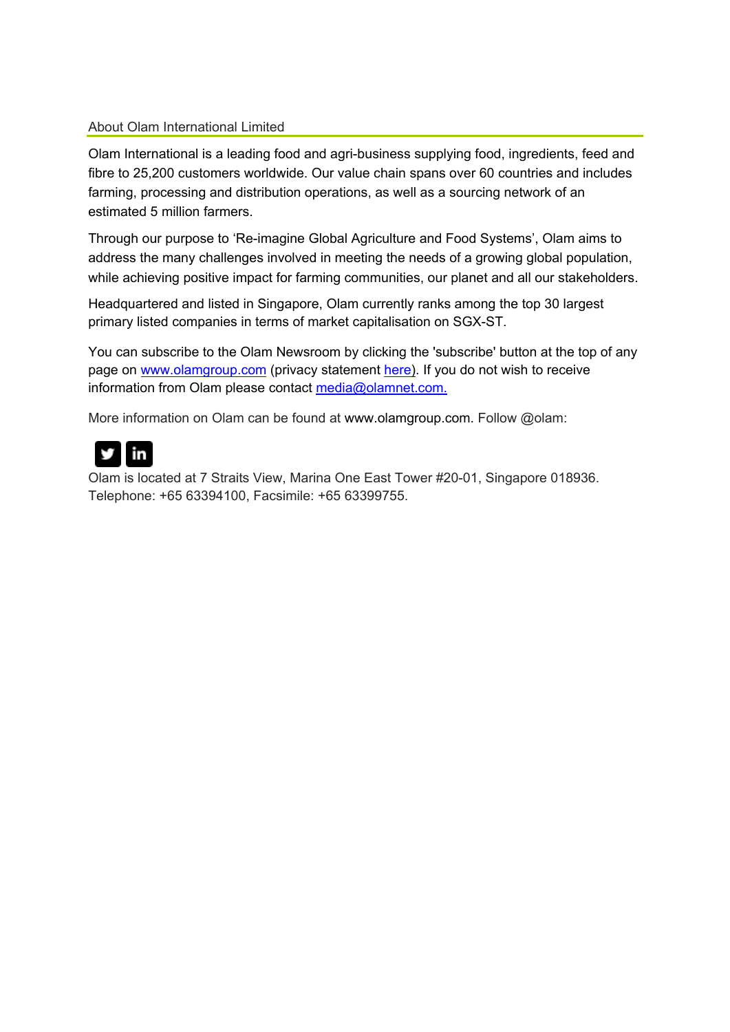## About Olam International Limited

Olam International is a leading food and agri-business supplying food, ingredients, feed and fibre to 25,200 customers worldwide. Our value chain spans over 60 countries and includes farming, processing and distribution operations, as well as a sourcing network of an estimated 5 million farmers.

Through our purpose to 'Re-imagine Global Agriculture and Food Systems', Olam aims to address the many challenges involved in meeting the needs of a growing global population, while achieving positive impact for farming communities, our planet and all our stakeholders.

Headquartered and listed in Singapore, Olam currently ranks among the top 30 largest primary listed companies in terms of market capitalisation on SGX-ST.

You can subscribe to the Olam Newsroom by clicking the 'subscribe' button at the top of any page on www.olamgroup.com (privacy statement here). If you do not wish to receive information from Olam please contact media@olamnet.com.

More information on Olam can be found at www.olamgroup.com. Follow @olam:

Olam is located at 7 Straits View, Marina One East Tower #20-01, Singapore 018936. Telephone: +65 63394100, Facsimile: +65 63399755.